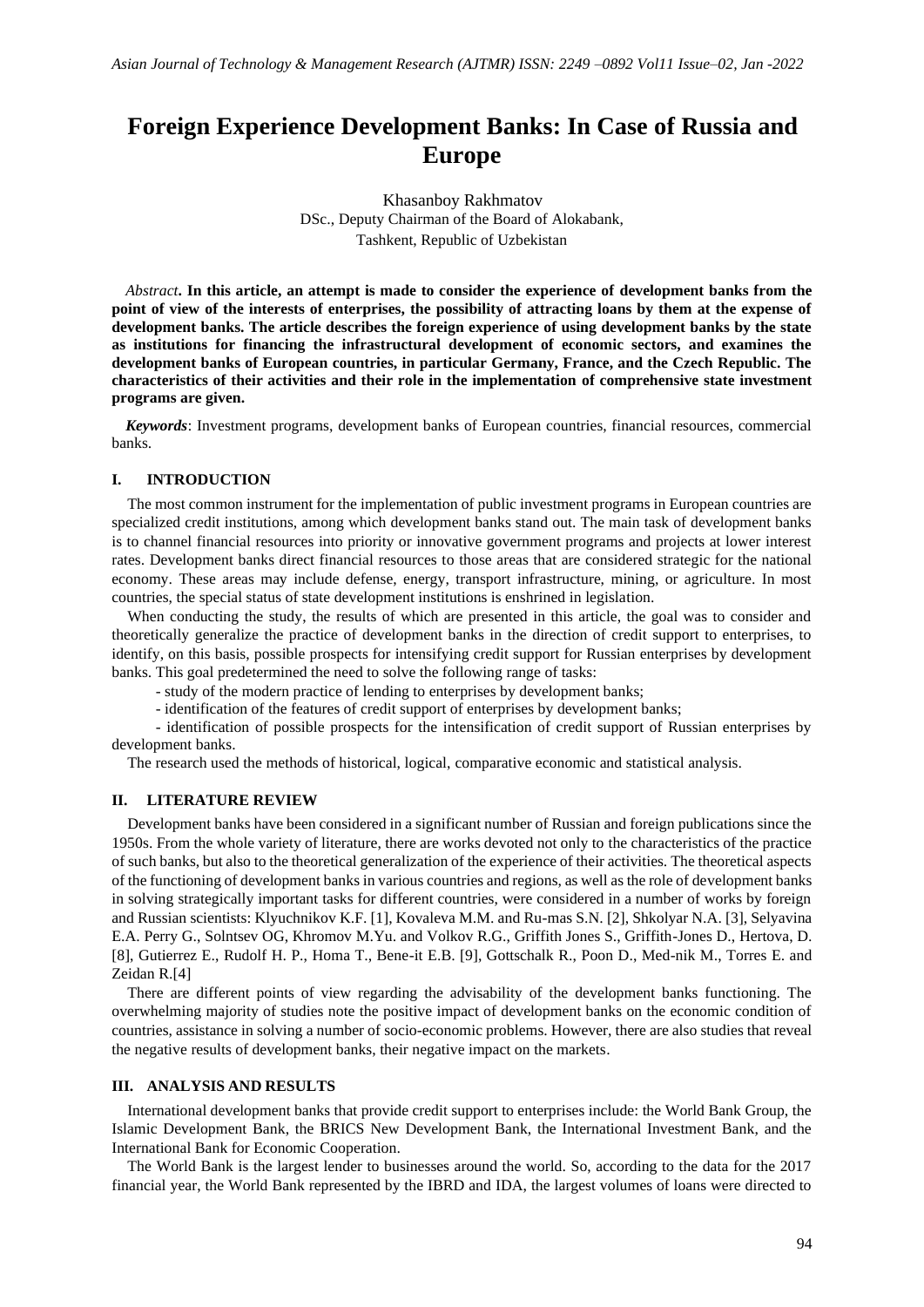# Foreign Experience Development Banks: In Case of Russia and Europe

Khasanboy Rakhmatov
DSc., Deputy Chairman of the Board of Alokabank,
Tashkent, Republic of Uzbekistan

*Abstract*. **In this article, an attempt is made to consider the experience of development banks from the point of view of the interests of enterprises, the possibility of attracting loans by them at the expense of development banks. The article describes the foreign experience of using development banks by the state as institutions for financing the infrastructural development of economic sectors, and examines the development banks of European countries, in particular Germany, France, and the Czech Republic. The characteristics of their activities and their role in the implementation of comprehensive state investment programs are given.**

***Keywords***: Investment programs, development banks of European countries, financial resources, commercial banks.

## I. INTRODUCTION

The most common instrument for the implementation of public investment programs in European countries are specialized credit institutions, among which development banks stand out. The main task of development banks is to channel financial resources into priority or innovative government programs and projects at lower interest rates. Development banks direct financial resources to those areas that are considered strategic for the national economy. These areas may include defense, energy, transport infrastructure, mining, or agriculture. In most countries, the special status of state development institutions is enshrined in legislation.

When conducting the study, the results of which are presented in this article, the goal was to consider and theoretically generalize the practice of development banks in the direction of credit support to enterprises, to identify, on this basis, possible prospects for intensifying credit support for Russian enterprises by development banks. This goal predetermined the need to solve the following range of tasks:

- study of the modern practice of lending to enterprises by development banks;
- identification of the features of credit support of enterprises by development banks;
- identification of possible prospects for the intensification of credit support of Russian enterprises by development banks.

The research used the methods of historical, logical, comparative economic and statistical analysis.

## II. LITERATURE REVIEW

Development banks have been considered in a significant number of Russian and foreign publications since the 1950s. From the whole variety of literature, there are works devoted not only to the characteristics of the practice of such banks, but also to the theoretical generalization of the experience of their activities. The theoretical aspects of the functioning of development banks in various countries and regions, as well as the role of development banks in solving strategically important tasks for different countries, were considered in a number of works by foreign and Russian scientists: Klyuchnikov K.F. [1], Kovaleva M.M. and Ru-mas S.N. [2], Shkolyar N.A. [3], Selyavina E.A. Perry G., Solntsev OG, Khromov M.Yu. and Volkov R.G., Griffith Jones S., Griffith-Jones D., Hertova, D. [8], Gutierrez E., Rudolf H. P., Homa T., Bene-it E.B. [9], Gottschalk R., Poon D., Med-nik M., Torres E. and Zeidan R.[4]

There are different points of view regarding the advisability of the development banks functioning. The overwhelming majority of studies note the positive impact of development banks on the economic condition of countries, assistance in solving a number of socio-economic problems. However, there are also studies that reveal the negative results of development banks, their negative impact on the markets.

## III. ANALYSIS AND RESULTS

International development banks that provide credit support to enterprises include: the World Bank Group, the Islamic Development Bank, the BRICS New Development Bank, the International Investment Bank, and the International Bank for Economic Cooperation.

The World Bank is the largest lender to businesses around the world. So, according to the data for the 2017 financial year, the World Bank represented by the IBRD and IDA, the largest volumes of loans were directed to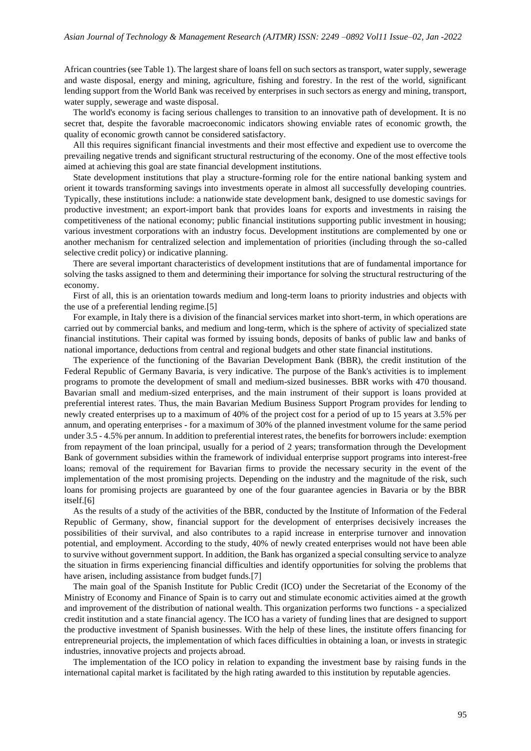African countries (see Table 1). The largest share of loans fell on such sectors as transport, water supply, sewerage and waste disposal, energy and mining, agriculture, fishing and forestry. In the rest of the world, significant lending support from the World Bank was received by enterprises in such sectors as energy and mining, transport, water supply, sewerage and waste disposal.

The world's economy is facing serious challenges to transition to an innovative path of development. It is no secret that, despite the favorable macroeconomic indicators showing enviable rates of economic growth, the quality of economic growth cannot be considered satisfactory.

All this requires significant financial investments and their most effective and expedient use to overcome the prevailing negative trends and significant structural restructuring of the economy. One of the most effective tools aimed at achieving this goal are state financial development institutions.

State development institutions that play a structure-forming role for the entire national banking system and orient it towards transforming savings into investments operate in almost all successfully developing countries. Typically, these institutions include: a nationwide state development bank, designed to use domestic savings for productive investment; an export-import bank that provides loans for exports and investments in raising the competitiveness of the national economy; public financial institutions supporting public investment in housing; various investment corporations with an industry focus. Development institutions are complemented by one or another mechanism for centralized selection and implementation of priorities (including through the so-called selective credit policy) or indicative planning.

There are several important characteristics of development institutions that are of fundamental importance for solving the tasks assigned to them and determining their importance for solving the structural restructuring of the economy.

First of all, this is an orientation towards medium and long-term loans to priority industries and objects with the use of a preferential lending regime.[5]

For example, in Italy there is a division of the financial services market into short-term, in which operations are carried out by commercial banks, and medium and long-term, which is the sphere of activity of specialized state financial institutions. Their capital was formed by issuing bonds, deposits of banks of public law and banks of national importance, deductions from central and regional budgets and other state financial institutions.

The experience of the functioning of the Bavarian Development Bank (BBR), the credit institution of the Federal Republic of Germany Bavaria, is very indicative. The purpose of the Bank's activities is to implement programs to promote the development of small and medium-sized businesses. BBR works with 470 thousand. Bavarian small and medium-sized enterprises, and the main instrument of their support is loans provided at preferential interest rates. Thus, the main Bavarian Medium Business Support Program provides for lending to newly created enterprises up to a maximum of 40% of the project cost for a period of up to 15 years at 3.5% per annum, and operating enterprises - for a maximum of 30% of the planned investment volume for the same period under 3.5 - 4.5% per annum. In addition to preferential interest rates, the benefits for borrowers include: exemption from repayment of the loan principal, usually for a period of 2 years; transformation through the Development Bank of government subsidies within the framework of individual enterprise support programs into interest-free loans; removal of the requirement for Bavarian firms to provide the necessary security in the event of the implementation of the most promising projects. Depending on the industry and the magnitude of the risk, such loans for promising projects are guaranteed by one of the four guarantee agencies in Bavaria or by the BBR itself.[6]

As the results of a study of the activities of the BBR, conducted by the Institute of Information of the Federal Republic of Germany, show, financial support for the development of enterprises decisively increases the possibilities of their survival, and also contributes to a rapid increase in enterprise turnover and innovation potential, and employment. According to the study, 40% of newly created enterprises would not have been able to survive without government support. In addition, the Bank has organized a special consulting service to analyze the situation in firms experiencing financial difficulties and identify opportunities for solving the problems that have arisen, including assistance from budget funds.[7]

The main goal of the Spanish Institute for Public Credit (ICO) under the Secretariat of the Economy of the Ministry of Economy and Finance of Spain is to carry out and stimulate economic activities aimed at the growth and improvement of the distribution of national wealth. This organization performs two functions - a specialized credit institution and a state financial agency. The ICO has a variety of funding lines that are designed to support the productive investment of Spanish businesses. With the help of these lines, the institute offers financing for entrepreneurial projects, the implementation of which faces difficulties in obtaining a loan, or invests in strategic industries, innovative projects and projects abroad.

The implementation of the ICO policy in relation to expanding the investment base by raising funds in the international capital market is facilitated by the high rating awarded to this institution by reputable agencies.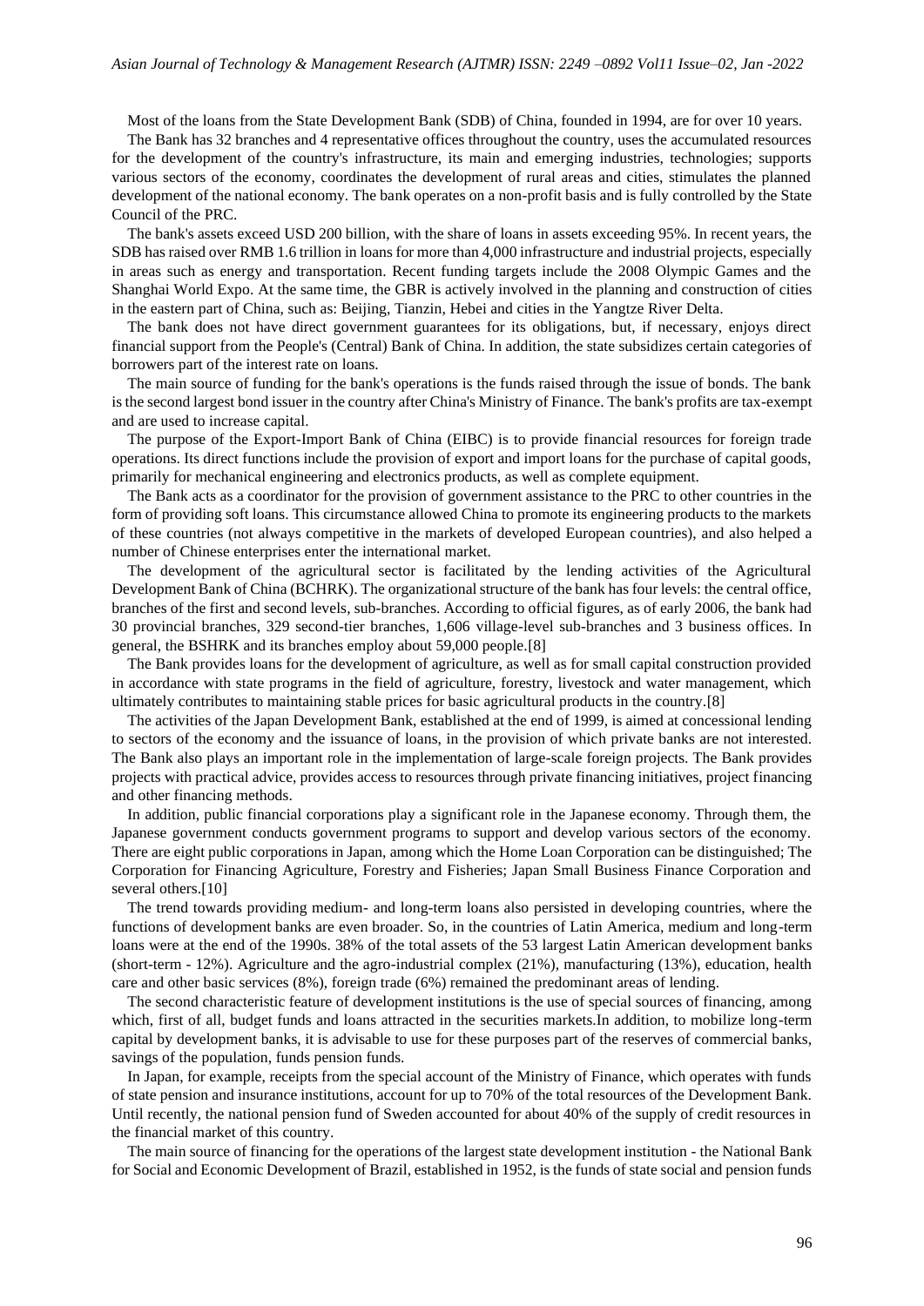Most of the loans from the State Development Bank (SDB) of China, founded in 1994, are for over 10 years.

The Bank has 32 branches and 4 representative offices throughout the country, uses the accumulated resources for the development of the country's infrastructure, its main and emerging industries, technologies; supports various sectors of the economy, coordinates the development of rural areas and cities, stimulates the planned development of the national economy. The bank operates on a non-profit basis and is fully controlled by the State Council of the PRC.

The bank's assets exceed USD 200 billion, with the share of loans in assets exceeding 95%. In recent years, the SDB has raised over RMB 1.6 trillion in loans for more than 4,000 infrastructure and industrial projects, especially in areas such as energy and transportation. Recent funding targets include the 2008 Olympic Games and the Shanghai World Expo. At the same time, the GBR is actively involved in the planning and construction of cities in the eastern part of China, such as: Beijing, Tianzin, Hebei and cities in the Yangtze River Delta.

The bank does not have direct government guarantees for its obligations, but, if necessary, enjoys direct financial support from the People's (Central) Bank of China. In addition, the state subsidizes certain categories of borrowers part of the interest rate on loans.

The main source of funding for the bank's operations is the funds raised through the issue of bonds. The bank is the second largest bond issuer in the country after China's Ministry of Finance. The bank's profits are tax-exempt and are used to increase capital.

The purpose of the Export-Import Bank of China (EIBC) is to provide financial resources for foreign trade operations. Its direct functions include the provision of export and import loans for the purchase of capital goods, primarily for mechanical engineering and electronics products, as well as complete equipment.

The Bank acts as a coordinator for the provision of government assistance to the PRC to other countries in the form of providing soft loans. This circumstance allowed China to promote its engineering products to the markets of these countries (not always competitive in the markets of developed European countries), and also helped a number of Chinese enterprises enter the international market.

The development of the agricultural sector is facilitated by the lending activities of the Agricultural Development Bank of China (BCHRK). The organizational structure of the bank has four levels: the central office, branches of the first and second levels, sub-branches. According to official figures, as of early 2006, the bank had 30 provincial branches, 329 second-tier branches, 1,606 village-level sub-branches and 3 business offices. In general, the BSHRK and its branches employ about 59,000 people.[8]

The Bank provides loans for the development of agriculture, as well as for small capital construction provided in accordance with state programs in the field of agriculture, forestry, livestock and water management, which ultimately contributes to maintaining stable prices for basic agricultural products in the country.[8]

The activities of the Japan Development Bank, established at the end of 1999, is aimed at concessional lending to sectors of the economy and the issuance of loans, in the provision of which private banks are not interested. The Bank also plays an important role in the implementation of large-scale foreign projects. The Bank provides projects with practical advice, provides access to resources through private financing initiatives, project financing and other financing methods.

In addition, public financial corporations play a significant role in the Japanese economy. Through them, the Japanese government conducts government programs to support and develop various sectors of the economy. There are eight public corporations in Japan, among which the Home Loan Corporation can be distinguished; The Corporation for Financing Agriculture, Forestry and Fisheries; Japan Small Business Finance Corporation and several others.[10]

The trend towards providing medium- and long-term loans also persisted in developing countries, where the functions of development banks are even broader. So, in the countries of Latin America, medium and long-term loans were at the end of the 1990s. 38% of the total assets of the 53 largest Latin American development banks (short-term - 12%). Agriculture and the agro-industrial complex (21%), manufacturing (13%), education, health care and other basic services (8%), foreign trade (6%) remained the predominant areas of lending.

The second characteristic feature of development institutions is the use of special sources of financing, among which, first of all, budget funds and loans attracted in the securities markets.In addition, to mobilize long-term capital by development banks, it is advisable to use for these purposes part of the reserves of commercial banks, savings of the population, funds pension funds.

In Japan, for example, receipts from the special account of the Ministry of Finance, which operates with funds of state pension and insurance institutions, account for up to 70% of the total resources of the Development Bank. Until recently, the national pension fund of Sweden accounted for about 40% of the supply of credit resources in the financial market of this country.

The main source of financing for the operations of the largest state development institution - the National Bank for Social and Economic Development of Brazil, established in 1952, is the funds of state social and pension funds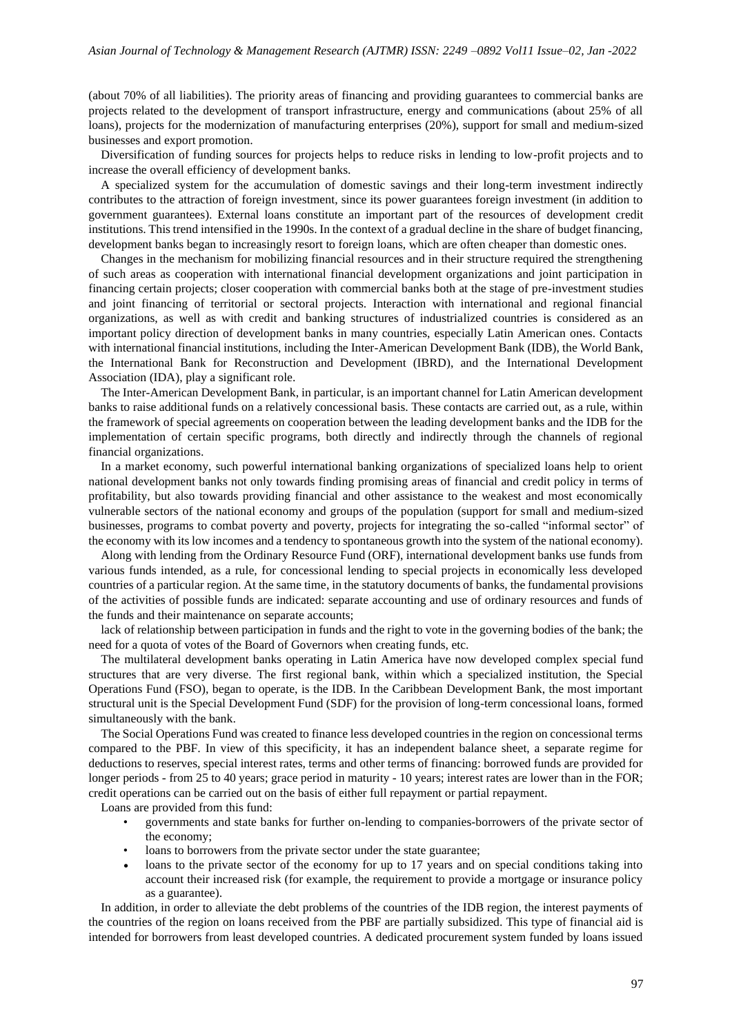(about 70% of all liabilities). The priority areas of financing and providing guarantees to commercial banks are projects related to the development of transport infrastructure, energy and communications (about 25% of all loans), projects for the modernization of manufacturing enterprises (20%), support for small and medium-sized businesses and export promotion.

Diversification of funding sources for projects helps to reduce risks in lending to low-profit projects and to increase the overall efficiency of development banks.

A specialized system for the accumulation of domestic savings and their long-term investment indirectly contributes to the attraction of foreign investment, since its power guarantees foreign investment (in addition to government guarantees). External loans constitute an important part of the resources of development credit institutions. This trend intensified in the 1990s. In the context of a gradual decline in the share of budget financing, development banks began to increasingly resort to foreign loans, which are often cheaper than domestic ones.

Changes in the mechanism for mobilizing financial resources and in their structure required the strengthening of such areas as cooperation with international financial development organizations and joint participation in financing certain projects; closer cooperation with commercial banks both at the stage of pre-investment studies and joint financing of territorial or sectoral projects. Interaction with international and regional financial organizations, as well as with credit and banking structures of industrialized countries is considered as an important policy direction of development banks in many countries, especially Latin American ones. Contacts with international financial institutions, including the Inter-American Development Bank (IDB), the World Bank, the International Bank for Reconstruction and Development (IBRD), and the International Development Association (IDA), play a significant role.

The Inter-American Development Bank, in particular, is an important channel for Latin American development banks to raise additional funds on a relatively concessional basis. These contacts are carried out, as a rule, within the framework of special agreements on cooperation between the leading development banks and the IDB for the implementation of certain specific programs, both directly and indirectly through the channels of regional financial organizations.

In a market economy, such powerful international banking organizations of specialized loans help to orient national development banks not only towards finding promising areas of financial and credit policy in terms of profitability, but also towards providing financial and other assistance to the weakest and most economically vulnerable sectors of the national economy and groups of the population (support for small and medium-sized businesses, programs to combat poverty and poverty, projects for integrating the so-called "informal sector" of the economy with its low incomes and a tendency to spontaneous growth into the system of the national economy).

Along with lending from the Ordinary Resource Fund (ORF), international development banks use funds from various funds intended, as a rule, for concessional lending to special projects in economically less developed countries of a particular region. At the same time, in the statutory documents of banks, the fundamental provisions of the activities of possible funds are indicated: separate accounting and use of ordinary resources and funds of the funds and their maintenance on separate accounts;

lack of relationship between participation in funds and the right to vote in the governing bodies of the bank; the need for a quota of votes of the Board of Governors when creating funds, etc.

The multilateral development banks operating in Latin America have now developed complex special fund structures that are very diverse. The first regional bank, within which a specialized institution, the Special Operations Fund (FSO), began to operate, is the IDB. In the Caribbean Development Bank, the most important structural unit is the Special Development Fund (SDF) for the provision of long-term concessional loans, formed simultaneously with the bank.

The Social Operations Fund was created to finance less developed countries in the region on concessional terms compared to the PBF. In view of this specificity, it has an independent balance sheet, a separate regime for deductions to reserves, special interest rates, terms and other terms of financing: borrowed funds are provided for longer periods - from 25 to 40 years; grace period in maturity - 10 years; interest rates are lower than in the FOR; credit operations can be carried out on the basis of either full repayment or partial repayment.

Loans are provided from this fund:

- governments and state banks for further on-lending to companies-borrowers of the private sector of the economy;
- loans to borrowers from the private sector under the state guarantee;
- loans to the private sector of the economy for up to 17 years and on special conditions taking into account their increased risk (for example, the requirement to provide a mortgage or insurance policy as a guarantee).

In addition, in order to alleviate the debt problems of the countries of the IDB region, the interest payments of the countries of the region on loans received from the PBF are partially subsidized. This type of financial aid is intended for borrowers from least developed countries. A dedicated procurement system funded by loans issued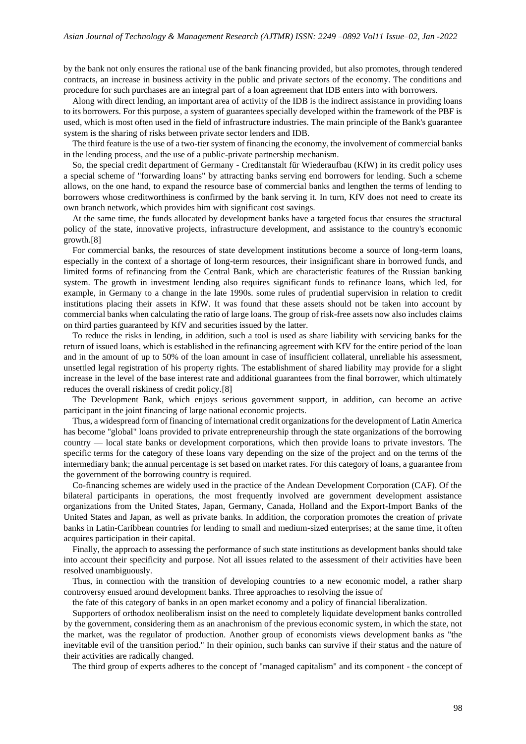by the bank not only ensures the rational use of the bank financing provided, but also promotes, through tendered contracts, an increase in business activity in the public and private sectors of the economy. The conditions and procedure for such purchases are an integral part of a loan agreement that IDB enters into with borrowers.

Along with direct lending, an important area of activity of the IDB is the indirect assistance in providing loans to its borrowers. For this purpose, a system of guarantees specially developed within the framework of the PBF is used, which is most often used in the field of infrastructure industries. The main principle of the Bank's guarantee system is the sharing of risks between private sector lenders and IDB.

The third feature is the use of a two-tier system of financing the economy, the involvement of commercial banks in the lending process, and the use of a public-private partnership mechanism.

So, the special credit department of Germany - Creditanstalt für Wiederaufbau (KfW) in its credit policy uses a special scheme of "forwarding loans" by attracting banks serving end borrowers for lending. Such a scheme allows, on the one hand, to expand the resource base of commercial banks and lengthen the terms of lending to borrowers whose creditworthiness is confirmed by the bank serving it. In turn, KfV does not need to create its own branch network, which provides him with significant cost savings.

At the same time, the funds allocated by development banks have a targeted focus that ensures the structural policy of the state, innovative projects, infrastructure development, and assistance to the country's economic growth.[8]

For commercial banks, the resources of state development institutions become a source of long-term loans, especially in the context of a shortage of long-term resources, their insignificant share in borrowed funds, and limited forms of refinancing from the Central Bank, which are characteristic features of the Russian banking system. The growth in investment lending also requires significant funds to refinance loans, which led, for example, in Germany to a change in the late 1990s. some rules of prudential supervision in relation to credit institutions placing their assets in KfW. It was found that these assets should not be taken into account by commercial banks when calculating the ratio of large loans. The group of risk-free assets now also includes claims on third parties guaranteed by KfV and securities issued by the latter.

To reduce the risks in lending, in addition, such a tool is used as share liability with servicing banks for the return of issued loans, which is established in the refinancing agreement with KfV for the entire period of the loan and in the amount of up to 50% of the loan amount in case of insufficient collateral, unreliable his assessment, unsettled legal registration of his property rights. The establishment of shared liability may provide for a slight increase in the level of the base interest rate and additional guarantees from the final borrower, which ultimately reduces the overall riskiness of credit policy.[8]

The Development Bank, which enjoys serious government support, in addition, can become an active participant in the joint financing of large national economic projects.

Thus, a widespread form of financing of international credit organizations for the development of Latin America has become "global" loans provided to private entrepreneurship through the state organizations of the borrowing country — local state banks or development corporations, which then provide loans to private investors. The specific terms for the category of these loans vary depending on the size of the project and on the terms of the intermediary bank; the annual percentage is set based on market rates. For this category of loans, a guarantee from the government of the borrowing country is required.

Co-financing schemes are widely used in the practice of the Andean Development Corporation (CAF). Of the bilateral participants in operations, the most frequently involved are government development assistance organizations from the United States, Japan, Germany, Canada, Holland and the Export-Import Banks of the United States and Japan, as well as private banks. In addition, the corporation promotes the creation of private banks in Latin-Caribbean countries for lending to small and medium-sized enterprises; at the same time, it often acquires participation in their capital.

Finally, the approach to assessing the performance of such state institutions as development banks should take into account their specificity and purpose. Not all issues related to the assessment of their activities have been resolved unambiguously.

Thus, in connection with the transition of developing countries to a new economic model, a rather sharp controversy ensued around development banks. Three approaches to resolving the issue of

the fate of this category of banks in an open market economy and a policy of financial liberalization.

Supporters of orthodox neoliberalism insist on the need to completely liquidate development banks controlled by the government, considering them as an anachronism of the previous economic system, in which the state, not the market, was the regulator of production. Another group of economists views development banks as "the inevitable evil of the transition period." In their opinion, such banks can survive if their status and the nature of their activities are radically changed.

The third group of experts adheres to the concept of "managed capitalism" and its component - the concept of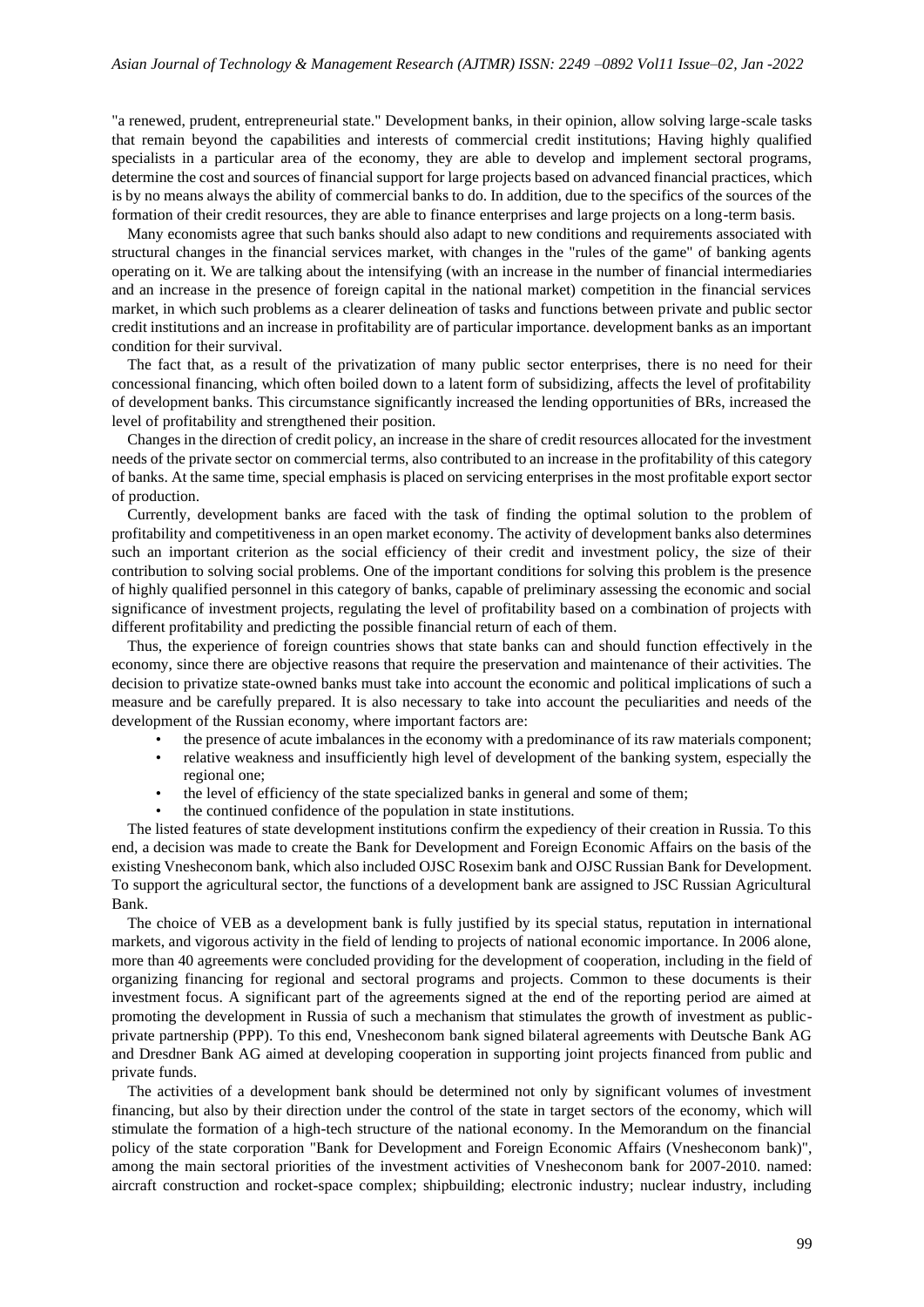"a renewed, prudent, entrepreneurial state." Development banks, in their opinion, allow solving large-scale tasks that remain beyond the capabilities and interests of commercial credit institutions; Having highly qualified specialists in a particular area of the economy, they are able to develop and implement sectoral programs, determine the cost and sources of financial support for large projects based on advanced financial practices, which is by no means always the ability of commercial banks to do. In addition, due to the specifics of the sources of the formation of their credit resources, they are able to finance enterprises and large projects on a long-term basis.

Many economists agree that such banks should also adapt to new conditions and requirements associated with structural changes in the financial services market, with changes in the "rules of the game" of banking agents operating on it. We are talking about the intensifying (with an increase in the number of financial intermediaries and an increase in the presence of foreign capital in the national market) competition in the financial services market, in which such problems as a clearer delineation of tasks and functions between private and public sector credit institutions and an increase in profitability are of particular importance. development banks as an important condition for their survival.

The fact that, as a result of the privatization of many public sector enterprises, there is no need for their concessional financing, which often boiled down to a latent form of subsidizing, affects the level of profitability of development banks. This circumstance significantly increased the lending opportunities of BRs, increased the level of profitability and strengthened their position.

Changes in the direction of credit policy, an increase in the share of credit resources allocated for the investment needs of the private sector on commercial terms, also contributed to an increase in the profitability of this category of banks. At the same time, special emphasis is placed on servicing enterprises in the most profitable export sector of production.

Currently, development banks are faced with the task of finding the optimal solution to the problem of profitability and competitiveness in an open market economy. The activity of development banks also determines such an important criterion as the social efficiency of their credit and investment policy, the size of their contribution to solving social problems. One of the important conditions for solving this problem is the presence of highly qualified personnel in this category of banks, capable of preliminary assessing the economic and social significance of investment projects, regulating the level of profitability based on a combination of projects with different profitability and predicting the possible financial return of each of them.

Thus, the experience of foreign countries shows that state banks can and should function effectively in the economy, since there are objective reasons that require the preservation and maintenance of their activities. The decision to privatize state-owned banks must take into account the economic and political implications of such a measure and be carefully prepared. It is also necessary to take into account the peculiarities and needs of the development of the Russian economy, where important factors are:

- the presence of acute imbalances in the economy with a predominance of its raw materials component;
- relative weakness and insufficiently high level of development of the banking system, especially the regional one;
- the level of efficiency of the state specialized banks in general and some of them;
- the continued confidence of the population in state institutions.

The listed features of state development institutions confirm the expediency of their creation in Russia. To this end, a decision was made to create the Bank for Development and Foreign Economic Affairs on the basis of the existing Vnesheconom bank, which also included OJSC Rosexim bank and OJSC Russian Bank for Development. To support the agricultural sector, the functions of a development bank are assigned to JSC Russian Agricultural Bank.

The choice of VEB as a development bank is fully justified by its special status, reputation in international markets, and vigorous activity in the field of lending to projects of national economic importance. In 2006 alone, more than 40 agreements were concluded providing for the development of cooperation, including in the field of organizing financing for regional and sectoral programs and projects. Common to these documents is their investment focus. A significant part of the agreements signed at the end of the reporting period are aimed at promoting the development in Russia of such a mechanism that stimulates the growth of investment as public-private partnership (PPP). To this end, Vnesheconom bank signed bilateral agreements with Deutsche Bank AG and Dresdner Bank AG aimed at developing cooperation in supporting joint projects financed from public and private funds.

The activities of a development bank should be determined not only by significant volumes of investment financing, but also by their direction under the control of the state in target sectors of the economy, which will stimulate the formation of a high-tech structure of the national economy. In the Memorandum on the financial policy of the state corporation "Bank for Development and Foreign Economic Affairs (Vnesheconom bank)", among the main sectoral priorities of the investment activities of Vnesheconom bank for 2007-2010. named: aircraft construction and rocket-space complex; shipbuilding; electronic industry; nuclear industry, including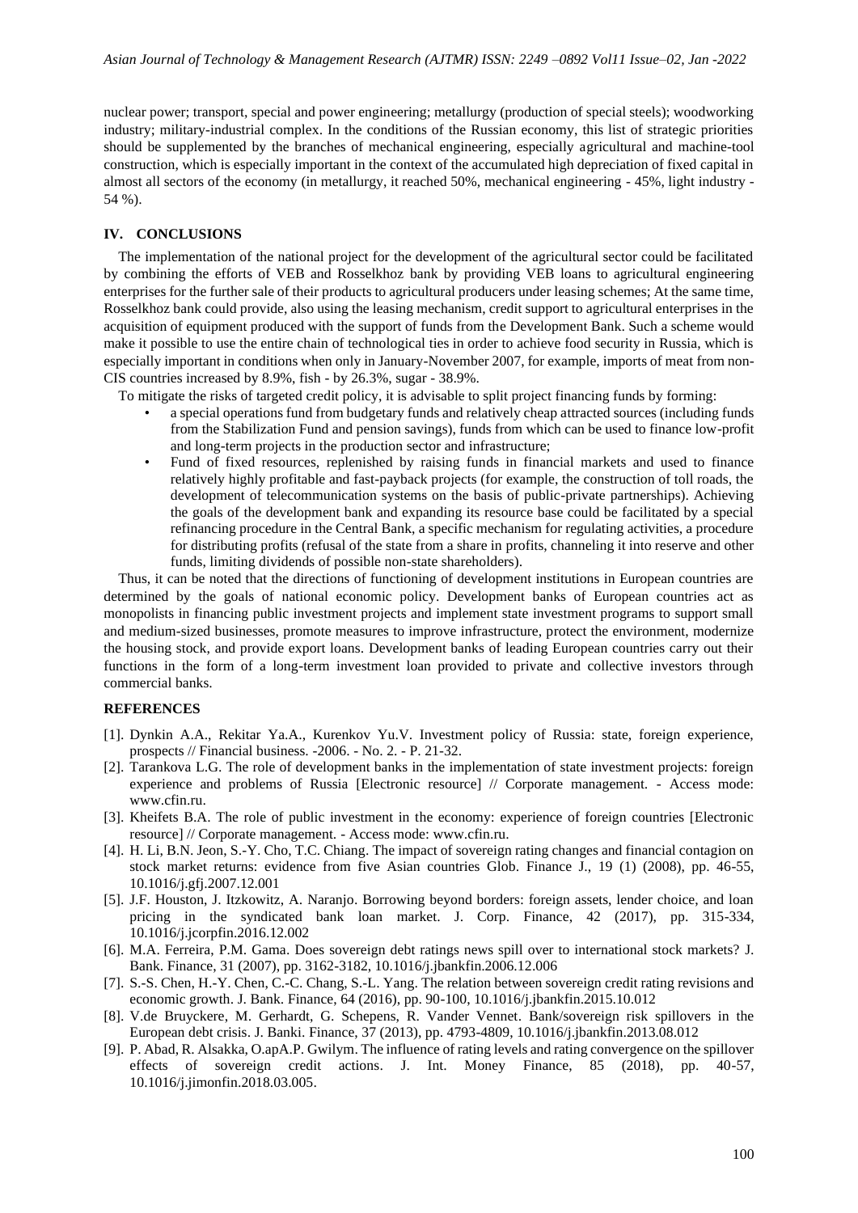nuclear power; transport, special and power engineering; metallurgy (production of special steels); woodworking industry; military-industrial complex. In the conditions of the Russian economy, this list of strategic priorities should be supplemented by the branches of mechanical engineering, especially agricultural and machine-tool construction, which is especially important in the context of the accumulated high depreciation of fixed capital in almost all sectors of the economy (in metallurgy, it reached 50%, mechanical engineering - 45%, light industry - 54 %).

## IV. CONCLUSIONS

The implementation of the national project for the development of the agricultural sector could be facilitated by combining the efforts of VEB and Rosselkhoz bank by providing VEB loans to agricultural engineering enterprises for the further sale of their products to agricultural producers under leasing schemes; At the same time, Rosselkhoz bank could provide, also using the leasing mechanism, credit support to agricultural enterprises in the acquisition of equipment produced with the support of funds from the Development Bank. Such a scheme would make it possible to use the entire chain of technological ties in order to achieve food security in Russia, which is especially important in conditions when only in January-November 2007, for example, imports of meat from non-CIS countries increased by 8.9%, fish - by 26.3%, sugar - 38.9%.

To mitigate the risks of targeted credit policy, it is advisable to split project financing funds by forming:

- a special operations fund from budgetary funds and relatively cheap attracted sources (including funds from the Stabilization Fund and pension savings), funds from which can be used to finance low-profit and long-term projects in the production sector and infrastructure;
- Fund of fixed resources, replenished by raising funds in financial markets and used to finance relatively highly profitable and fast-payback projects (for example, the construction of toll roads, the development of telecommunication systems on the basis of public-private partnerships). Achieving the goals of the development bank and expanding its resource base could be facilitated by a special refinancing procedure in the Central Bank, a specific mechanism for regulating activities, a procedure for distributing profits (refusal of the state from a share in profits, channeling it into reserve and other funds, limiting dividends of possible non-state shareholders).

Thus, it can be noted that the directions of functioning of development institutions in European countries are determined by the goals of national economic policy. Development banks of European countries act as monopolists in financing public investment projects and implement state investment programs to support small and medium-sized businesses, promote measures to improve infrastructure, protect the environment, modernize the housing stock, and provide export loans. Development banks of leading European countries carry out their functions in the form of a long-term investment loan provided to private and collective investors through commercial banks.

## REFERENCES

[1]. Dynkin A.A., Rekitar Ya.A., Kurenkov Yu.V. Investment policy of Russia: state, foreign experience, prospects // Financial business. -2006. - No. 2. - P. 21-32.

[2]. Tarankova L.G. The role of development banks in the implementation of state investment projects: foreign experience and problems of Russia [Electronic resource] // Corporate management. - Access mode: www.cfin.ru.

[3]. Kheifets B.A. The role of public investment in the economy: experience of foreign countries [Electronic resource] // Corporate management. - Access mode: www.cfin.ru.

[4]. H. Li, B.N. Jeon, S.-Y. Cho, T.C. Chiang. The impact of sovereign rating changes and financial contagion on stock market returns: evidence from five Asian countries Glob. Finance J., 19 (1) (2008), pp. 46-55, 10.1016/j.gfj.2007.12.001

[5]. J.F. Houston, J. Itzkowitz, A. Naranjo. Borrowing beyond borders: foreign assets, lender choice, and loan pricing in the syndicated bank loan market. J. Corp. Finance, 42 (2017), pp. 315-334, 10.1016/j.jcorpfin.2016.12.002

[6]. M.A. Ferreira, P.M. Gama. Does sovereign debt ratings news spill over to international stock markets? J. Bank. Finance, 31 (2007), pp. 3162-3182, 10.1016/j.jbankfin.2006.12.006

[7]. S.-S. Chen, H.-Y. Chen, C.-C. Chang, S.-L. Yang. The relation between sovereign credit rating revisions and economic growth. J. Bank. Finance, 64 (2016), pp. 90-100, 10.1016/j.jbankfin.2015.10.012

[8]. V.de Bruyckere, M. Gerhardt, G. Schepens, R. Vander Vennet. Bank/sovereign risk spillovers in the European debt crisis. J. Banki. Finance, 37 (2013), pp. 4793-4809, 10.1016/j.jbankfin.2013.08.012

[9]. P. Abad, R. Alsakka, O.apA.P. Gwilym. The influence of rating levels and rating convergence on the spillover effects of sovereign credit actions. J. Int. Money Finance, 85 (2018), pp. 40-57, 10.1016/j.jimonfin.2018.03.005.